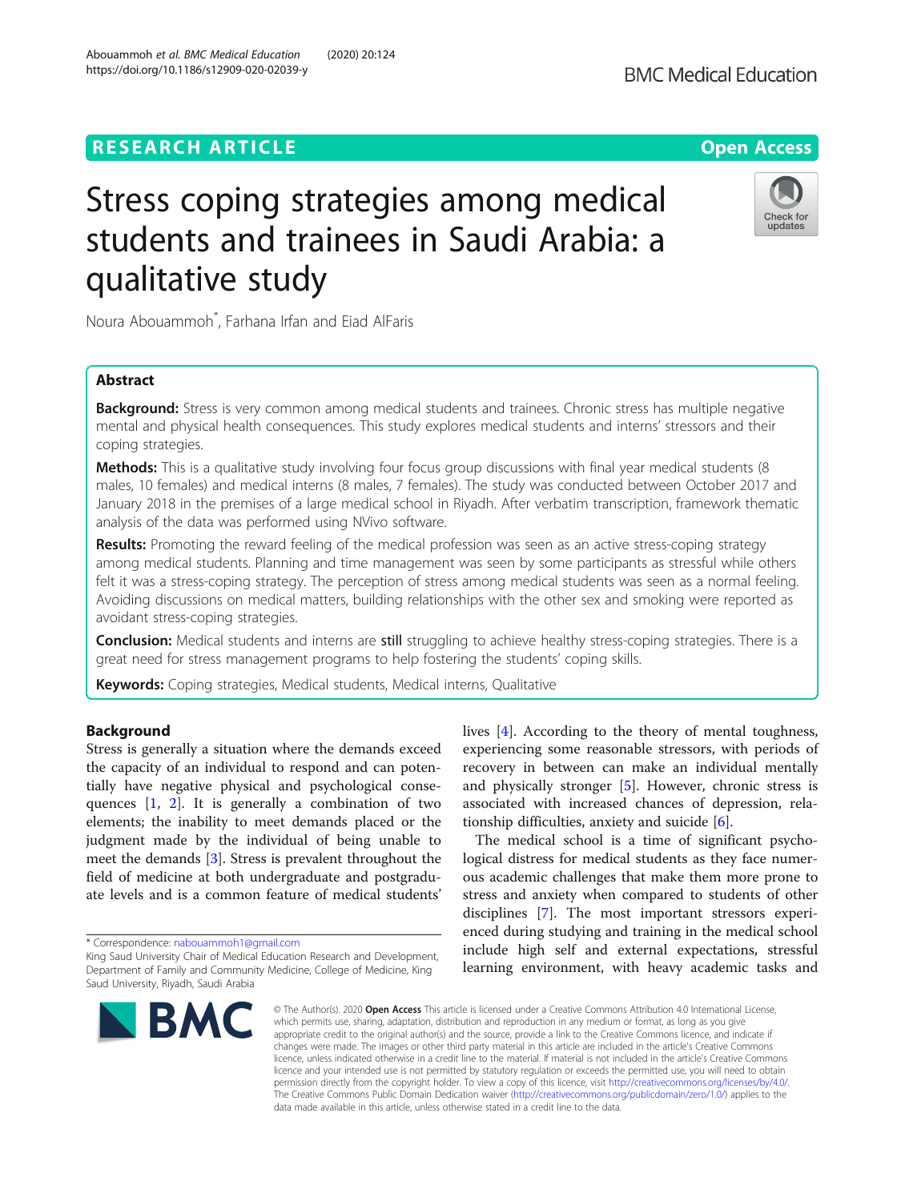RESEARCH ARTICLE

Open Access

# Stress coping strategies among medical students and trainees in Saudi Arabia: a qualitative study

Noura Abouammoh*, Farhana Irfan and Eiad AlFaris

## Abstract

**Background:** Stress is very common among medical students and trainees. Chronic stress has multiple negative mental and physical health consequences. This study explores medical students and interns' stressors and their coping strategies.

**Methods:** This is a qualitative study involving four focus group discussions with final year medical students (8 males, 10 females) and medical interns (8 males, 7 females). The study was conducted between October 2017 and January 2018 in the premises of a large medical school in Riyadh. After verbatim transcription, framework thematic analysis of the data was performed using NVivo software.

**Results:** Promoting the reward feeling of the medical profession was seen as an active stress-coping strategy among medical students. Planning and time management was seen by some participants as stressful while others felt it was a stress-coping strategy. The perception of stress among medical students was seen as a normal feeling. Avoiding discussions on medical matters, building relationships with the other sex and smoking were reported as avoidant stress-coping strategies.

**Conclusion:** Medical students and interns are **still** struggling to achieve healthy stress-coping strategies. There is a great need for stress management programs to help fostering the students' coping skills.

**Keywords:** Coping strategies, Medical students, Medical interns, Qualitative

## Background

Stress is generally a situation where the demands exceed the capacity of an individual to respond and can potentially have negative physical and psychological consequences [1, 2]. It is generally a combination of two elements; the inability to meet demands placed or the judgment made by the individual of being unable to meet the demands [3]. Stress is prevalent throughout the field of medicine at both undergraduate and postgraduate levels and is a common feature of medical students' lives [4]. According to the theory of mental toughness, experiencing some reasonable stressors, with periods of recovery in between can make an individual mentally and physically stronger [5]. However, chronic stress is associated with increased chances of depression, relationship difficulties, anxiety and suicide [6].

The medical school is a time of significant psychological distress for medical students as they face numerous academic challenges that make them prone to stress and anxiety when compared to students of other disciplines [7]. The most important stressors experienced during studying and training in the medical school include high self and external expectations, stressful learning environment, with heavy academic tasks and

* Correspondence: nabouammoh1@gmail.com
King Saud University Chair of Medical Education Research and Development, Department of Family and Community Medicine, College of Medicine, King Saud University, Riyadh, Saudi Arabia

© The Author(s). 2020 **Open Access** This article is licensed under a Creative Commons Attribution 4.0 International License, which permits use, sharing, adaptation, distribution and reproduction in any medium or format, as long as you give appropriate credit to the original author(s) and the source, provide a link to the Creative Commons licence, and indicate if changes were made. The images or other third party material in this article are included in the article's Creative Commons licence, unless indicated otherwise in a credit line to the material. If material is not included in the article's Creative Commons licence and your intended use is not permitted by statutory regulation or exceeds the permitted use, you will need to obtain permission directly from the copyright holder. To view a copy of this licence, visit http://creativecommons.org/licenses/by/4.0/. The Creative Commons Public Domain Dedication waiver (http://creativecommons.org/publicdomain/zero/1.0/) applies to the data made available in this article, unless otherwise stated in a credit line to the data.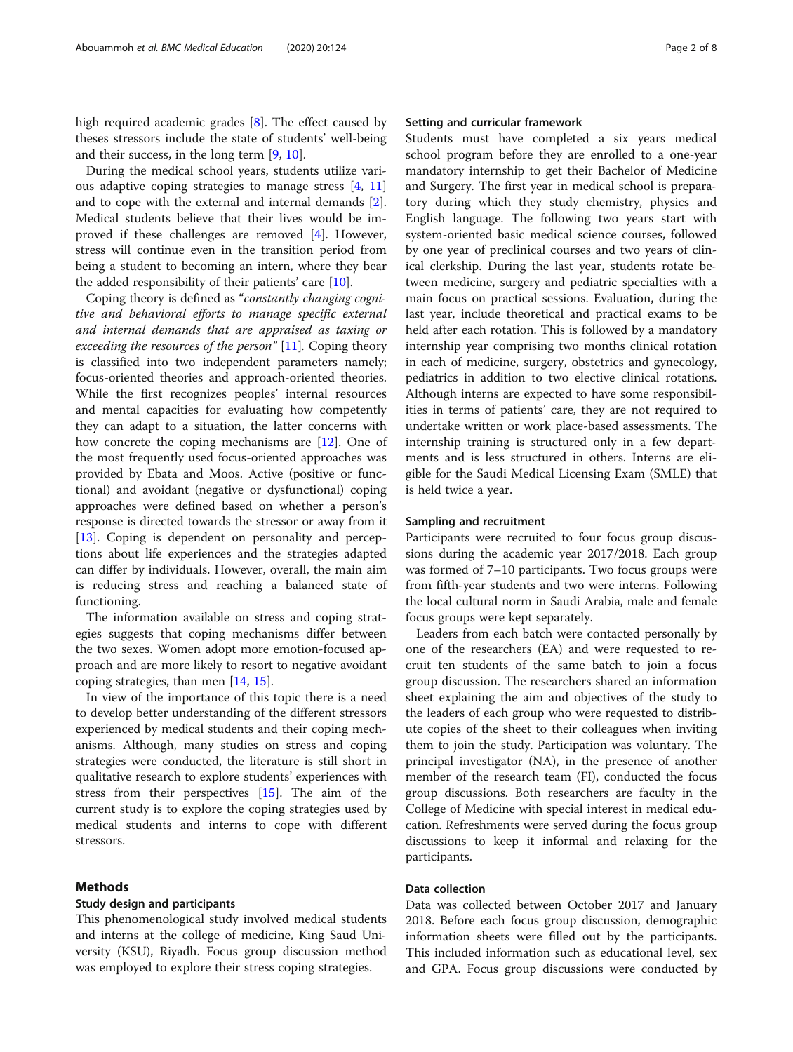high required academic grades [8]. The effect caused by theses stressors include the state of students' well-being and their success, in the long term [9, 10].

During the medical school years, students utilize various adaptive coping strategies to manage stress [4, 11] and to cope with the external and internal demands [2]. Medical students believe that their lives would be improved if these challenges are removed [4]. However, stress will continue even in the transition period from being a student to becoming an intern, where they bear the added responsibility of their patients' care [10].

Coping theory is defined as "*constantly changing cognitive and behavioral efforts to manage specific external and internal demands that are appraised as taxing or exceeding the resources of the person*" [11]. Coping theory is classified into two independent parameters namely; focus-oriented theories and approach-oriented theories. While the first recognizes peoples' internal resources and mental capacities for evaluating how competently they can adapt to a situation, the latter concerns with how concrete the coping mechanisms are [12]. One of the most frequently used focus-oriented approaches was provided by Ebata and Moos. Active (positive or functional) and avoidant (negative or dysfunctional) coping approaches were defined based on whether a person's response is directed towards the stressor or away from it [13]. Coping is dependent on personality and perceptions about life experiences and the strategies adapted can differ by individuals. However, overall, the main aim is reducing stress and reaching a balanced state of functioning.

The information available on stress and coping strategies suggests that coping mechanisms differ between the two sexes. Women adopt more emotion-focused approach and are more likely to resort to negative avoidant coping strategies, than men [14, 15].

In view of the importance of this topic there is a need to develop better understanding of the different stressors experienced by medical students and their coping mechanisms. Although, many studies on stress and coping strategies were conducted, the literature is still short in qualitative research to explore students' experiences with stress from their perspectives [15]. The aim of the current study is to explore the coping strategies used by medical students and interns to cope with different stressors.

## Methods

### Study design and participants

This phenomenological study involved medical students and interns at the college of medicine, King Saud University (KSU), Riyadh. Focus group discussion method was employed to explore their stress coping strategies.

### Setting and curricular framework

Students must have completed a six years medical school program before they are enrolled to a one-year mandatory internship to get their Bachelor of Medicine and Surgery. The first year in medical school is preparatory during which they study chemistry, physics and English language. The following two years start with system-oriented basic medical science courses, followed by one year of preclinical courses and two years of clinical clerkship. During the last year, students rotate between medicine, surgery and pediatric specialties with a main focus on practical sessions. Evaluation, during the last year, include theoretical and practical exams to be held after each rotation. This is followed by a mandatory internship year comprising two months clinical rotation in each of medicine, surgery, obstetrics and gynecology, pediatrics in addition to two elective clinical rotations. Although interns are expected to have some responsibilities in terms of patients' care, they are not required to undertake written or work place-based assessments. The internship training is structured only in a few departments and is less structured in others. Interns are eligible for the Saudi Medical Licensing Exam (SMLE) that is held twice a year.

### Sampling and recruitment

Participants were recruited to four focus group discussions during the academic year 2017/2018. Each group was formed of 7–10 participants. Two focus groups were from fifth-year students and two were interns. Following the local cultural norm in Saudi Arabia, male and female focus groups were kept separately.

Leaders from each batch were contacted personally by one of the researchers (EA) and were requested to recruit ten students of the same batch to join a focus group discussion. The researchers shared an information sheet explaining the aim and objectives of the study to the leaders of each group who were requested to distribute copies of the sheet to their colleagues when inviting them to join the study. Participation was voluntary. The principal investigator (NA), in the presence of another member of the research team (FI), conducted the focus group discussions. Both researchers are faculty in the College of Medicine with special interest in medical education. Refreshments were served during the focus group discussions to keep it informal and relaxing for the participants.

### Data collection

Data was collected between October 2017 and January 2018. Before each focus group discussion, demographic information sheets were filled out by the participants. This included information such as educational level, sex and GPA. Focus group discussions were conducted by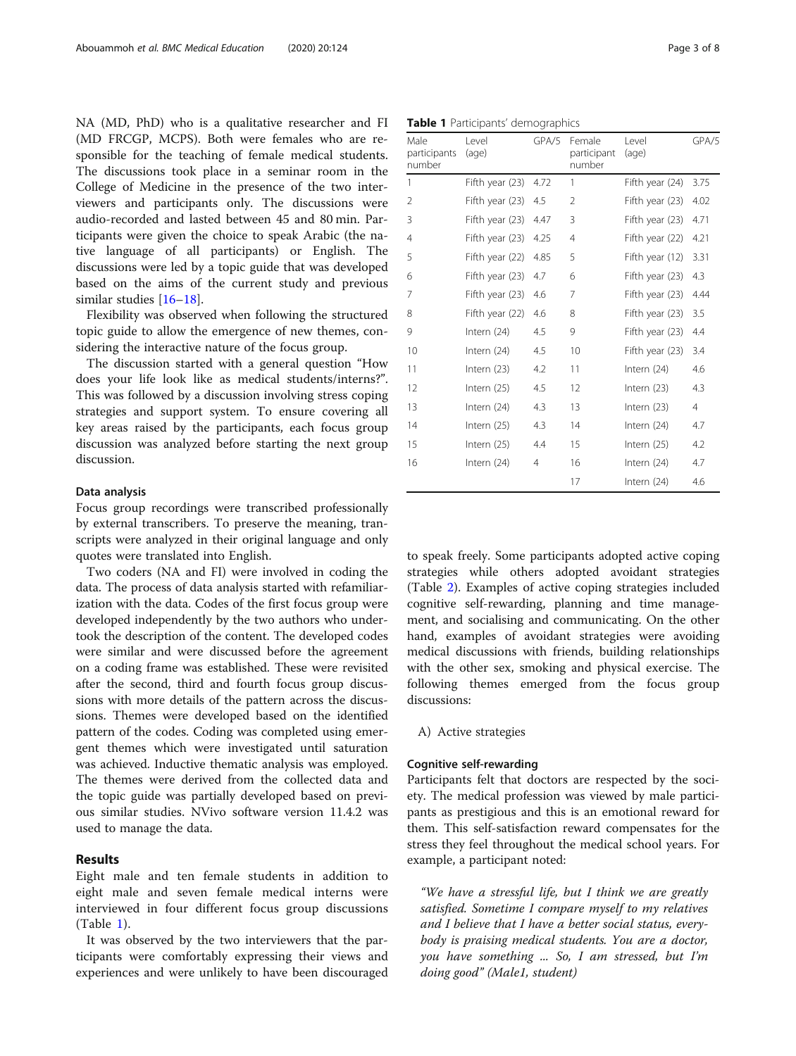NA (MD, PhD) who is a qualitative researcher and FI (MD FRCGP, MCPS). Both were females who are responsible for the teaching of female medical students. The discussions took place in a seminar room in the College of Medicine in the presence of the two interviewers and participants only. The discussions were audio-recorded and lasted between 45 and 80 min. Participants were given the choice to speak Arabic (the native language of all participants) or English. The discussions were led by a topic guide that was developed based on the aims of the current study and previous similar studies [16–18].

Flexibility was observed when following the structured topic guide to allow the emergence of new themes, considering the interactive nature of the focus group.

The discussion started with a general question "How does your life look like as medical students/interns?". This was followed by a discussion involving stress coping strategies and support system. To ensure covering all key areas raised by the participants, each focus group discussion was analyzed before starting the next group discussion.

### Data analysis

Focus group recordings were transcribed professionally by external transcribers. To preserve the meaning, transcripts were analyzed in their original language and only quotes were translated into English.

Two coders (NA and FI) were involved in coding the data. The process of data analysis started with refamiliarization with the data. Codes of the first focus group were developed independently by the two authors who undertook the description of the content. The developed codes were similar and were discussed before the agreement on a coding frame was established. These were revisited after the second, third and fourth focus group discussions with more details of the pattern across the discussions. Themes were developed based on the identified pattern of the codes. Coding was completed using emergent themes which were investigated until saturation was achieved. Inductive thematic analysis was employed. The themes were derived from the collected data and the topic guide was partially developed based on previous similar studies. NVivo software version 11.4.2 was used to manage the data.

## Results

Eight male and ten female students in addition to eight male and seven female medical interns were interviewed in four different focus group discussions (Table 1).

It was observed by the two interviewers that the participants were comfortably expressing their views and experiences and were unlikely to have been discouraged to speak freely. Some participants adopted active coping strategies while others adopted avoidant strategies (Table 2). Examples of active coping strategies included cognitive self-rewarding, planning and time management, and socialising and communicating. On the other hand, examples of avoidant strategies were avoiding medical discussions with friends, building relationships with the other sex, smoking and physical exercise. The following themes emerged from the focus group discussions:

**Table 1** Participants' demographics

| Male participants number | Level (age) | GPA/5 | Female participant number | Level (age) | GPA/5 |
|---|---|---|---|---|---|
| 1 | Fifth year (23) | 4.72 | 1 | Fifth year (24) | 3.75 |
| 2 | Fifth year (23) | 4.5 | 2 | Fifth year (23) | 4.02 |
| 3 | Fifth year (23) | 4.47 | 3 | Fifth year (23) | 4.71 |
| 4 | Fifth year (23) | 4.25 | 4 | Fifth year (22) | 4.21 |
| 5 | Fifth year (22) | 4.85 | 5 | Fifth year (12) | 3.31 |
| 6 | Fifth year (23) | 4.7 | 6 | Fifth year (23) | 4.3 |
| 7 | Fifth year (23) | 4.6 | 7 | Fifth year (23) | 4.44 |
| 8 | Fifth year (22) | 4.6 | 8 | Fifth year (23) | 3.5 |
| 9 | Intern (24) | 4.5 | 9 | Fifth year (23) | 4.4 |
| 10 | Intern (24) | 4.5 | 10 | Fifth year (23) | 3.4 |
| 11 | Intern (23) | 4.2 | 11 | Intern (24) | 4.6 |
| 12 | Intern (25) | 4.5 | 12 | Intern (23) | 4.3 |
| 13 | Intern (24) | 4.3 | 13 | Intern (23) | 4 |
| 14 | Intern (25) | 4.3 | 14 | Intern (24) | 4.7 |
| 15 | Intern (25) | 4.4 | 15 | Intern (25) | 4.2 |
| 16 | Intern (24) | 4 | 16 | Intern (24) | 4.7 |
| | | | 17 | Intern (24) | 4.6 |

A) Active strategies

### Cognitive self-rewarding

Participants felt that doctors are respected by the society. The medical profession was viewed by male participants as prestigious and this is an emotional reward for them. This self-satisfaction reward compensates for the stress they feel throughout the medical school years. For example, a participant noted:

> *"We have a stressful life, but I think we are greatly satisfied. Sometime I compare myself to my relatives and I believe that I have a better social status, everybody is praising medical students. You are a doctor, you have something ... So, I am stressed, but I'm doing good" (Male1, student)*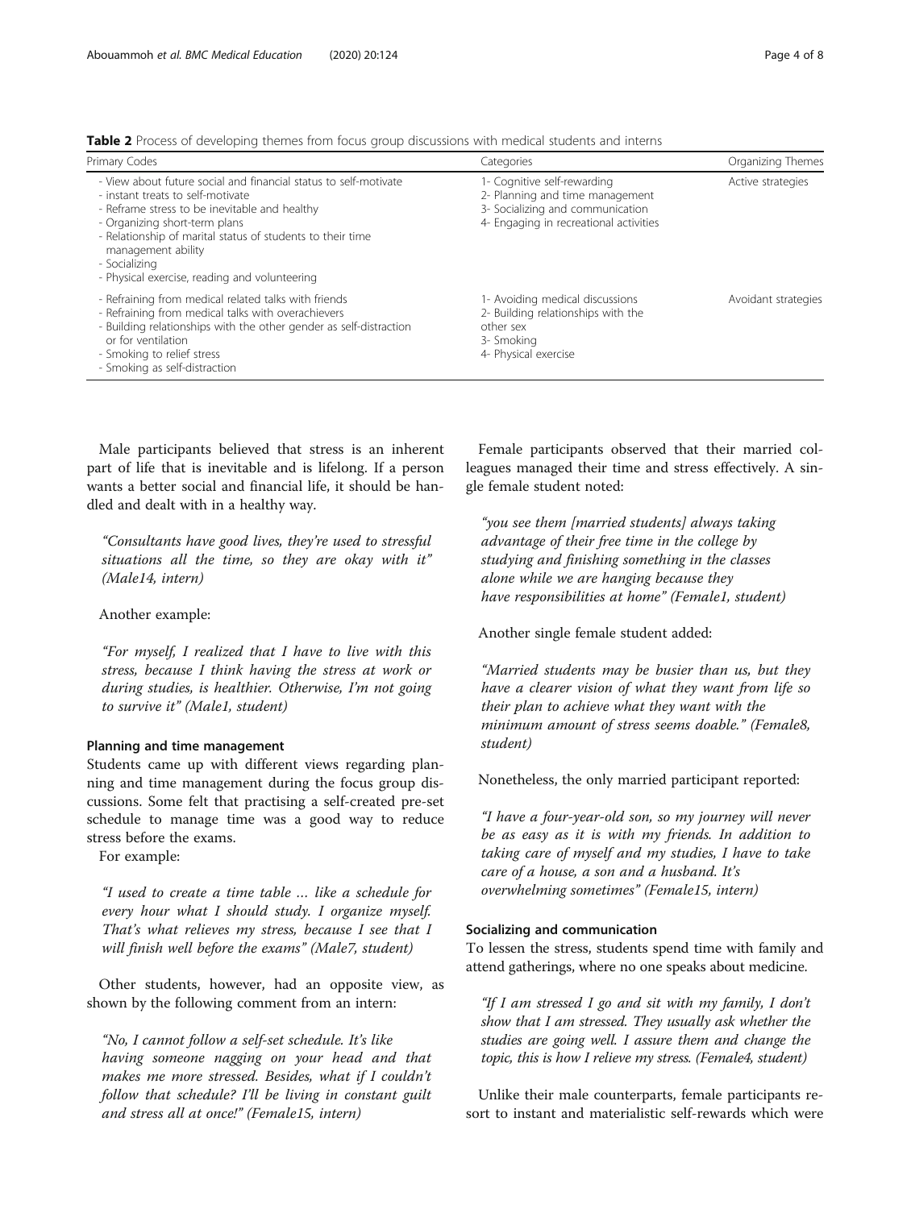**Table 2** Process of developing themes from focus group discussions with medical students and interns

| Primary Codes | Categories | Organizing Themes |
| --- | --- | --- |
| - View about future social and financial status to self-motivate<br>- instant treats to self-motivate<br>- Reframe stress to be inevitable and healthy<br>- Organizing short-term plans<br>- Relationship of marital status of students to their time management ability<br>- Socializing<br>- Physical exercise, reading and volunteering | 1- Cognitive self-rewarding<br>2- Planning and time management<br>3- Socializing and communication<br>4- Engaging in recreational activities | Active strategies |
| - Refraining from medical related talks with friends<br>- Refraining from medical talks with overachievers<br>- Building relationships with the other gender as self-distraction or for ventilation<br>- Smoking to relief stress<br>- Smoking as self-distraction | 1- Avoiding medical discussions<br>2- Building relationships with the other sex<br>3- Smoking<br>4- Physical exercise | Avoidant strategies |

Male participants believed that stress is an inherent part of life that is inevitable and is lifelong. If a person wants a better social and financial life, it should be handled and dealt with in a healthy way.

> *"Consultants have good lives, they're used to stressful situations all the time, so they are okay with it" (Male14, intern)*

Another example:

> *"For myself, I realized that I have to live with this stress, because I think having the stress at work or during studies, is healthier. Otherwise, I'm not going to survive it" (Male1, student)*

### Planning and time management

Students came up with different views regarding planning and time management during the focus group discussions. Some felt that practising a self-created pre-set schedule to manage time was a good way to reduce stress before the exams.

For example:

> *"I used to create a time table … like a schedule for every hour what I should study. I organize myself. That's what relieves my stress, because I see that I will finish well before the exams" (Male7, student)*

Other students, however, had an opposite view, as shown by the following comment from an intern:

> *"No, I cannot follow a self-set schedule. It's like having someone nagging on your head and that makes me more stressed. Besides, what if I couldn't follow that schedule? I'll be living in constant guilt and stress all at once!" (Female15, intern)*

Female participants observed that their married colleagues managed their time and stress effectively. A single female student noted:

> *"you see them [married students] always taking advantage of their free time in the college by studying and finishing something in the classes alone while we are hanging because they have responsibilities at home" (Female1, student)*

Another single female student added:

> *"Married students may be busier than us, but they have a clearer vision of what they want from life so their plan to achieve what they want with the minimum amount of stress seems doable." (Female8, student)*

Nonetheless, the only married participant reported:

> *"I have a four-year-old son, so my journey will never be as easy as it is with my friends. In addition to taking care of myself and my studies, I have to take care of a house, a son and a husband. It's overwhelming sometimes" (Female15, intern)*

### Socializing and communication

To lessen the stress, students spend time with family and attend gatherings, where no one speaks about medicine.

> *"If I am stressed I go and sit with my family, I don't show that I am stressed. They usually ask whether the studies are going well. I assure them and change the topic, this is how I relieve my stress. (Female4, student)*

Unlike their male counterparts, female participants resort to instant and materialistic self-rewards which were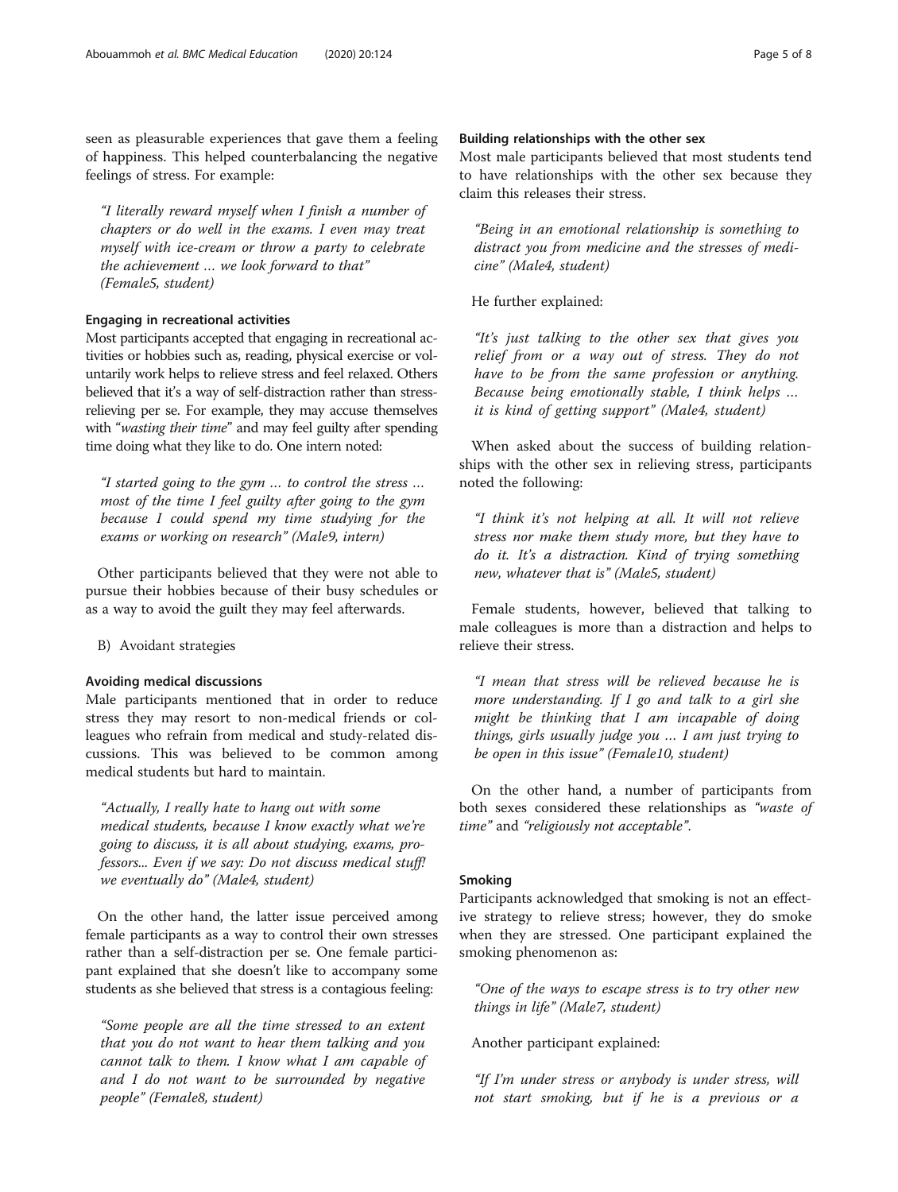seen as pleasurable experiences that gave them a feeling of happiness. This helped counterbalancing the negative feelings of stress. For example:

> "I literally reward myself when I finish a number of chapters or do well in the exams. I even may treat myself with ice-cream or throw a party to celebrate the achievement … we look forward to that" (Female5, student)

#### Engaging in recreational activities

Most participants accepted that engaging in recreational activities or hobbies such as, reading, physical exercise or voluntarily work helps to relieve stress and feel relaxed. Others believed that it's a way of self-distraction rather than stress-relieving per se. For example, they may accuse themselves with "*wasting their time*" and may feel guilty after spending time doing what they like to do. One intern noted:

> "I started going to the gym … to control the stress … most of the time I feel guilty after going to the gym because I could spend my time studying for the exams or working on research" (Male9, intern)

Other participants believed that they were not able to pursue their hobbies because of their busy schedules or as a way to avoid the guilt they may feel afterwards.

B) Avoidant strategies

#### Avoiding medical discussions

Male participants mentioned that in order to reduce stress they may resort to non-medical friends or colleagues who refrain from medical and study-related discussions. This was believed to be common among medical students but hard to maintain.

> "Actually, I really hate to hang out with some medical students, because I know exactly what we're going to discuss, it is all about studying, exams, professors... Even if we say: Do not discuss medical stuff! we eventually do" (Male4, student)

On the other hand, the latter issue perceived among female participants as a way to control their own stresses rather than a self-distraction per se. One female participant explained that she doesn't like to accompany some students as she believed that stress is a contagious feeling:

> "Some people are all the time stressed to an extent that you do not want to hear them talking and you cannot talk to them. I know what I am capable of and I do not want to be surrounded by negative people" (Female8, student)

#### Building relationships with the other sex

Most male participants believed that most students tend to have relationships with the other sex because they claim this releases their stress.

> "Being in an emotional relationship is something to distract you from medicine and the stresses of medicine" (Male4, student)

He further explained:

> "It's just talking to the other sex that gives you relief from or a way out of stress. They do not have to be from the same profession or anything. Because being emotionally stable, I think helps … it is kind of getting support" (Male4, student)

When asked about the success of building relationships with the other sex in relieving stress, participants noted the following:

> "I think it's not helping at all. It will not relieve stress nor make them study more, but they have to do it. It's a distraction. Kind of trying something new, whatever that is" (Male5, student)

Female students, however, believed that talking to male colleagues is more than a distraction and helps to relieve their stress.

> "I mean that stress will be relieved because he is more understanding. If I go and talk to a girl she might be thinking that I am incapable of doing things, girls usually judge you … I am just trying to be open in this issue" (Female10, student)

On the other hand, a number of participants from both sexes considered these relationships as "*waste of time*" and "*religiously not acceptable*".

#### Smoking

Participants acknowledged that smoking is not an effective strategy to relieve stress; however, they do smoke when they are stressed. One participant explained the smoking phenomenon as:

> "One of the ways to escape stress is to try other new things in life" (Male7, student)

Another participant explained:

> "If I'm under stress or anybody is under stress, will not start smoking, but if he is a previous or a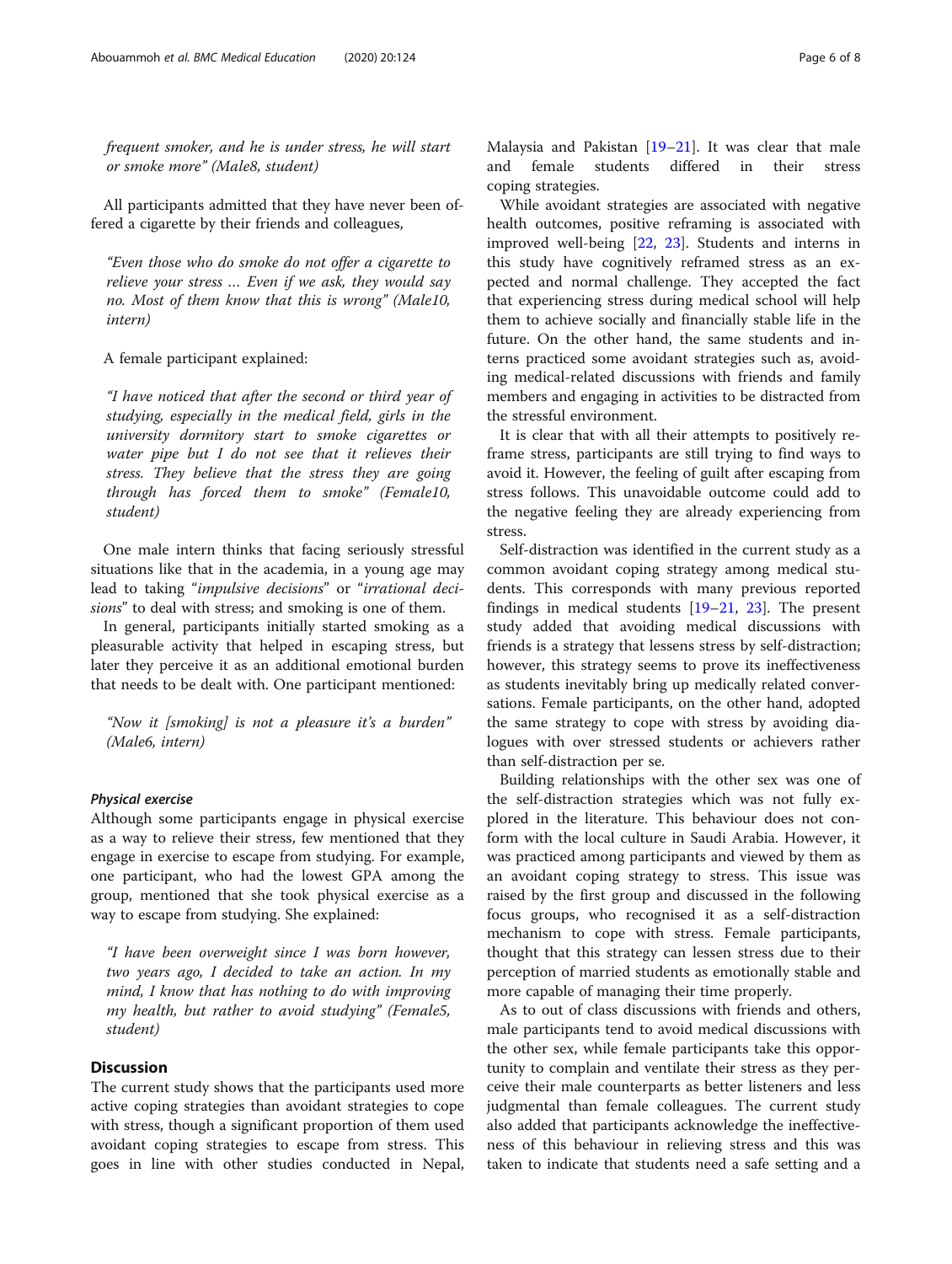*frequent smoker, and he is under stress, he will start or smoke more" (Male8, student)*

All participants admitted that they have never been offered a cigarette by their friends and colleagues,

> *"Even those who do smoke do not offer a cigarette to relieve your stress … Even if we ask, they would say no. Most of them know that this is wrong" (Male10, intern)*

A female participant explained:

> *"I have noticed that after the second or third year of studying, especially in the medical field, girls in the university dormitory start to smoke cigarettes or water pipe but I do not see that it relieves their stress. They believe that the stress they are going through has forced them to smoke" (Female10, student)*

One male intern thinks that facing seriously stressful situations like that in the academia, in a young age may lead to taking "*impulsive decisions*" or "*irrational decisions*" to deal with stress; and smoking is one of them.

In general, participants initially started smoking as a pleasurable activity that helped in escaping stress, but later they perceive it as an additional emotional burden that needs to be dealt with. One participant mentioned:

> *"Now it [smoking] is not a pleasure it's a burden" (Male6, intern)*

#### *Physical exercise*

Although some participants engage in physical exercise as a way to relieve their stress, few mentioned that they engage in exercise to escape from studying. For example, one participant, who had the lowest GPA among the group, mentioned that she took physical exercise as a way to escape from studying. She explained:

> *"I have been overweight since I was born however, two years ago, I decided to take an action. In my mind, I know that has nothing to do with improving my health, but rather to avoid studying" (Female5, student)*

## Discussion

The current study shows that the participants used more active coping strategies than avoidant strategies to cope with stress, though a significant proportion of them used avoidant coping strategies to escape from stress. This goes in line with other studies conducted in Nepal, Malaysia and Pakistan [19–21]. It was clear that male and female students differed in their stress coping strategies.

While avoidant strategies are associated with negative health outcomes, positive reframing is associated with improved well-being [22, 23]. Students and interns in this study have cognitively reframed stress as an expected and normal challenge. They accepted the fact that experiencing stress during medical school will help them to achieve socially and financially stable life in the future. On the other hand, the same students and interns practiced some avoidant strategies such as, avoiding medical-related discussions with friends and family members and engaging in activities to be distracted from the stressful environment.

It is clear that with all their attempts to positively reframe stress, participants are still trying to find ways to avoid it. However, the feeling of guilt after escaping from stress follows. This unavoidable outcome could add to the negative feeling they are already experiencing from stress.

Self-distraction was identified in the current study as a common avoidant coping strategy among medical students. This corresponds with many previous reported findings in medical students [19–21, 23]. The present study added that avoiding medical discussions with friends is a strategy that lessens stress by self-distraction; however, this strategy seems to prove its ineffectiveness as students inevitably bring up medically related conversations. Female participants, on the other hand, adopted the same strategy to cope with stress by avoiding dialogues with over stressed students or achievers rather than self-distraction per se.

Building relationships with the other sex was one of the self-distraction strategies which was not fully explored in the literature. This behaviour does not conform with the local culture in Saudi Arabia. However, it was practiced among participants and viewed by them as an avoidant coping strategy to stress. This issue was raised by the first group and discussed in the following focus groups, who recognised it as a self-distraction mechanism to cope with stress. Female participants, thought that this strategy can lessen stress due to their perception of married students as emotionally stable and more capable of managing their time properly.

As to out of class discussions with friends and others, male participants tend to avoid medical discussions with the other sex, while female participants take this opportunity to complain and ventilate their stress as they perceive their male counterparts as better listeners and less judgmental than female colleagues. The current study also added that participants acknowledge the ineffectiveness of this behaviour in relieving stress and this was taken to indicate that students need a safe setting and a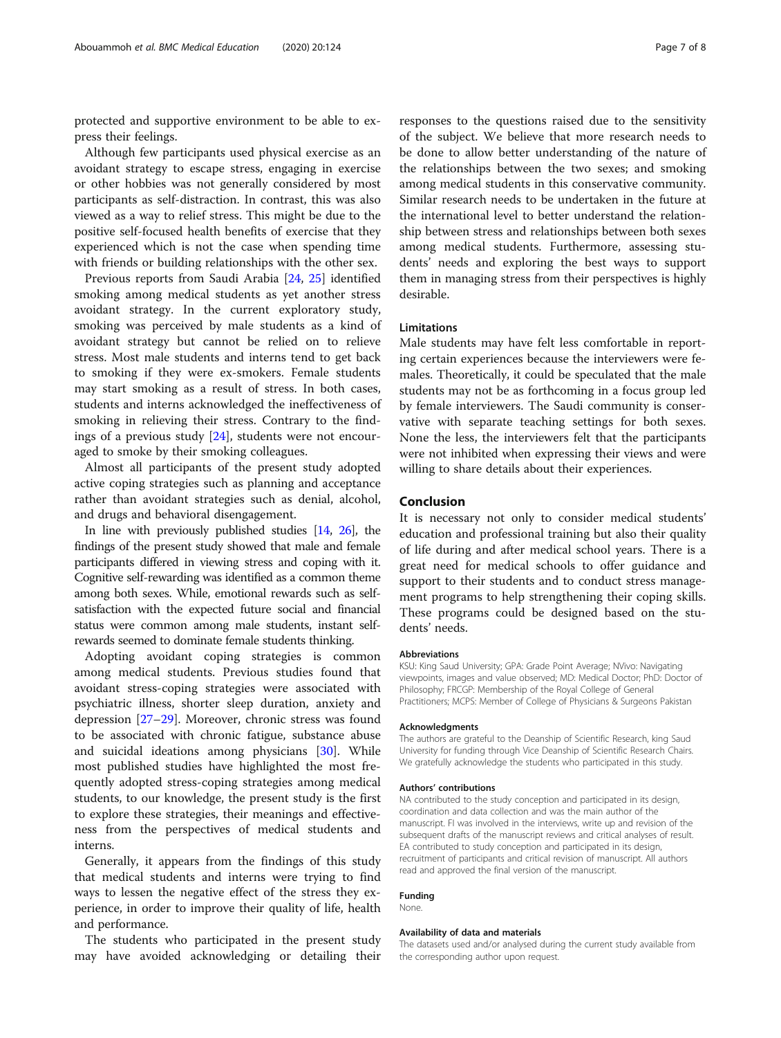protected and supportive environment to be able to express their feelings.

Although few participants used physical exercise as an avoidant strategy to escape stress, engaging in exercise or other hobbies was not generally considered by most participants as self-distraction. In contrast, this was also viewed as a way to relief stress. This might be due to the positive self-focused health benefits of exercise that they experienced which is not the case when spending time with friends or building relationships with the other sex.

Previous reports from Saudi Arabia [24, 25] identified smoking among medical students as yet another stress avoidant strategy. In the current exploratory study, smoking was perceived by male students as a kind of avoidant strategy but cannot be relied on to relieve stress. Most male students and interns tend to get back to smoking if they were ex-smokers. Female students may start smoking as a result of stress. In both cases, students and interns acknowledged the ineffectiveness of smoking in relieving their stress. Contrary to the findings of a previous study [24], students were not encouraged to smoke by their smoking colleagues.

Almost all participants of the present study adopted active coping strategies such as planning and acceptance rather than avoidant strategies such as denial, alcohol, and drugs and behavioral disengagement.

In line with previously published studies [14, 26], the findings of the present study showed that male and female participants differed in viewing stress and coping with it. Cognitive self-rewarding was identified as a common theme among both sexes. While, emotional rewards such as self-satisfaction with the expected future social and financial status were common among male students, instant self-rewards seemed to dominate female students thinking.

Adopting avoidant coping strategies is common among medical students. Previous studies found that avoidant stress-coping strategies were associated with psychiatric illness, shorter sleep duration, anxiety and depression [27–29]. Moreover, chronic stress was found to be associated with chronic fatigue, substance abuse and suicidal ideations among physicians [30]. While most published studies have highlighted the most frequently adopted stress-coping strategies among medical students, to our knowledge, the present study is the first to explore these strategies, their meanings and effectiveness from the perspectives of medical students and interns.

Generally, it appears from the findings of this study that medical students and interns were trying to find ways to lessen the negative effect of the stress they experience, in order to improve their quality of life, health and performance.

The students who participated in the present study may have avoided acknowledging or detailing their responses to the questions raised due to the sensitivity of the subject. We believe that more research needs to be done to allow better understanding of the nature of the relationships between the two sexes; and smoking among medical students in this conservative community. Similar research needs to be undertaken in the future at the international level to better understand the relationship between stress and relationships between both sexes among medical students. Furthermore, assessing students' needs and exploring the best ways to support them in managing stress from their perspectives is highly desirable.

### Limitations

Male students may have felt less comfortable in reporting certain experiences because the interviewers were females. Theoretically, it could be speculated that the male students may not be as forthcoming in a focus group led by female interviewers. The Saudi community is conservative with separate teaching settings for both sexes. None the less, the interviewers felt that the participants were not inhibited when expressing their views and were willing to share details about their experiences.

## Conclusion

It is necessary not only to consider medical students' education and professional training but also their quality of life during and after medical school years. There is a great need for medical schools to offer guidance and support to their students and to conduct stress management programs to help strengthening their coping skills. These programs could be designed based on the students' needs.

#### Abbreviations

KSU: King Saud University; GPA: Grade Point Average; NVivo: Navigating viewpoints, images and value observed; MD: Medical Doctor; PhD: Doctor of Philosophy; FRCGP: Membership of the Royal College of General Practitioners; MCPS: Member of College of Physicians & Surgeons Pakistan

#### Acknowledgments

The authors are grateful to the Deanship of Scientific Research, king Saud University for funding through Vice Deanship of Scientific Research Chairs. We gratefully acknowledge the students who participated in this study.

#### Authors' contributions

NA contributed to the study conception and participated in its design, coordination and data collection and was the main author of the manuscript. FI was involved in the interviews, write up and revision of the subsequent drafts of the manuscript reviews and critical analyses of result. EA contributed to study conception and participated in its design, recruitment of participants and critical revision of manuscript. All authors read and approved the final version of the manuscript.

#### Funding

None.

#### Availability of data and materials

The datasets used and/or analysed during the current study available from the corresponding author upon request.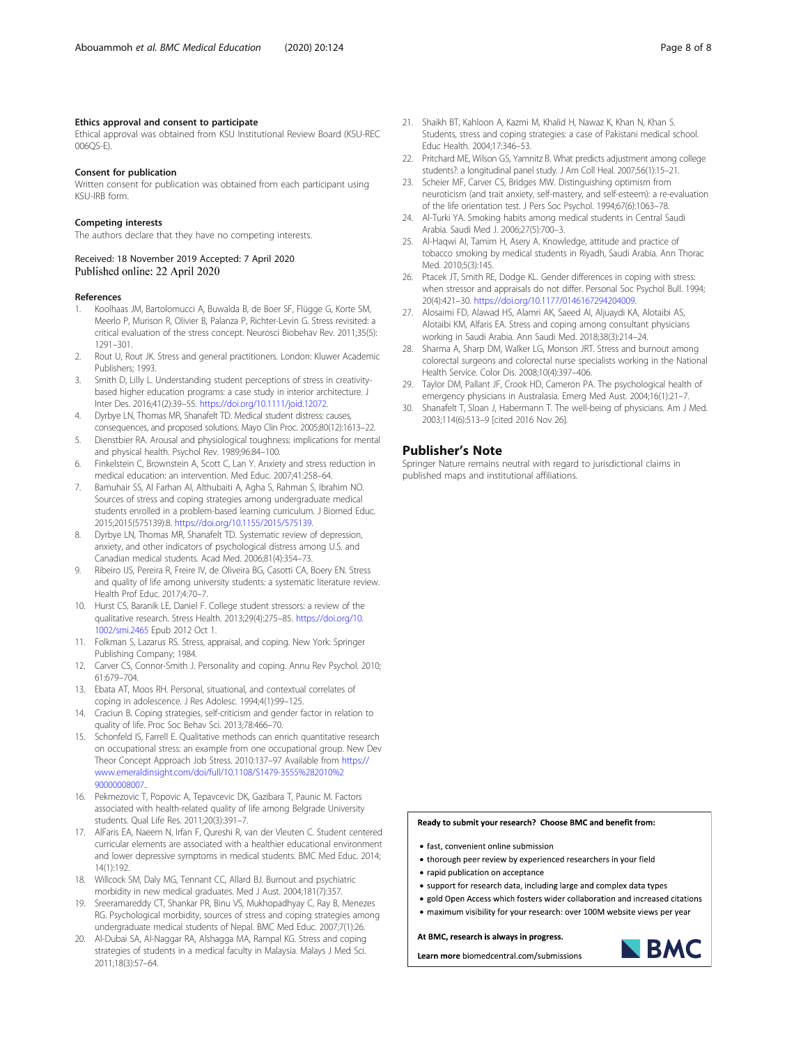#### Ethics approval and consent to participate

Ethical approval was obtained from KSU Institutional Review Board (KSU-REC 006QS-E).

#### Consent for publication

Written consent for publication was obtained from each participant using KSU-IRB form.

#### Competing interests

The authors declare that they have no competing interests.

Received: 18 November 2019 Accepted: 7 April 2020
Published online: 22 April 2020

#### References

1. Koolhaas JM, Bartolomucci A, Buwalda B, de Boer SF, Flügge G, Korte SM, Meerlo P, Murison R, Olivier B, Palanza P, Richter-Levin G. Stress revisited: a critical evaluation of the stress concept. Neurosci Biobehav Rev. 2011;35(5):1291–301.
2. Rout U, Rout JK. Stress and general practitioners. London: Kluwer Academic Publishers; 1993.
3. Smith D, Lilly L. Understanding student perceptions of stress in creativity-based higher education programs: a case study in interior architecture. J Inter Des. 2016;41(2):39–55. https://doi.org/10.1111/joid.12072.
4. Dyrbye LN, Thomas MR, Shanafelt TD. Medical student distress: causes, consequences, and proposed solutions. Mayo Clin Proc. 2005;80(12):1613–22.
5. Dienstbier RA. Arousal and physiological toughness: implications for mental and physical health. Psychol Rev. 1989;96:84–100.
6. Finkelstein C, Brownstein A, Scott C, Lan Y. Anxiety and stress reduction in medical education: an intervention. Med Educ. 2007;41:258–64.
7. Bamuhair SS, Al Farhan AI, Althubaiti A, Agha S, Rahman S, Ibrahim NO. Sources of stress and coping strategies among undergraduate medical students enrolled in a problem-based learning curriculum. J Biomed Educ. 2015;2015(575139):8. https://doi.org/10.1155/2015/575139.
8. Dyrbye LN, Thomas MR, Shanafelt TD. Systematic review of depression, anxiety, and other indicators of psychological distress among U.S. and Canadian medical students. Acad Med. 2006;81(4):354–73.
9. Ribeiro IJS, Pereira R, Freire IV, de Oliveira BG, Casotti CA, Boery EN. Stress and quality of life among university students: a systematic literature review. Health Prof Educ. 2017;4:70–7.
10. Hurst CS, Baranik LE, Daniel F. College student stressors: a review of the qualitative research. Stress Health. 2013;29(4):275–85. https://doi.org/10.1002/smi.2465 Epub 2012 Oct 1.
11. Folkman S, Lazarus RS. Stress, appraisal, and coping. New York: Springer Publishing Company; 1984.
12. Carver CS, Connor-Smith J. Personality and coping. Annu Rev Psychol. 2010;61:679–704.
13. Ebata AT, Moos RH. Personal, situational, and contextual correlates of coping in adolescence. J Res Adolesc. 1994;4(1):99–125.
14. Craciun B. Coping strategies, self-criticism and gender factor in relation to quality of life. Proc Soc Behav Sci. 2013;78:466–70.
15. Schonfeld IS, Farrell E. Qualitative methods can enrich quantitative research on occupational stress: an example from one occupational group. New Dev Theor Concept Approach Job Stress. 2010:137–97 Available from https://www.emeraldinsight.com/doi/full/10.1108/S1479-3555%282010%290000008007..
16. Pekmezovic T, Popovic A, Tepavcevic DK, Gazibara T, Paunic M. Factors associated with health-related quality of life among Belgrade University students. Qual Life Res. 2011;20(3):391–7.
17. AlFaris EA, Naeem N, Irfan F, Qureshi R, van der Vleuten C. Student centered curricular elements are associated with a healthier educational environment and lower depressive symptoms in medical students. BMC Med Educ. 2014;14(1):192.
18. Willcock SM, Daly MG, Tennant CC, Allard BJ. Burnout and psychiatric morbidity in new medical graduates. Med J Aust. 2004;181(7):357.
19. Sreeramareddy CT, Shankar PR, Binu VS, Mukhopadhyay C, Ray B, Menezes RG. Psychological morbidity, sources of stress and coping strategies among undergraduate medical students of Nepal. BMC Med Educ. 2007;7(1):26.
20. Al-Dubai SA, Al-Naggar RA, Alshagga MA, Rampal KG. Stress and coping strategies of students in a medical faculty in Malaysia. Malays J Med Sci. 2011;18(3):57–64.
21. Shaikh BT, Kahloon A, Kazmi M, Khalid H, Nawaz K, Khan N, Khan S. Students, stress and coping strategies: a case of Pakistani medical school. Educ Health. 2004;17:346–53.
22. Pritchard ME, Wilson GS, Yamnitz B. What predicts adjustment among college students?: a longitudinal panel study. J Am Coll Heal. 2007;56(1):15–21.
23. Scheier MF, Carver CS, Bridges MW. Distinguishing optimism from neuroticism (and trait anxiety, self-mastery, and self-esteem): a re-evaluation of the life orientation test. J Pers Soc Psychol. 1994;67(6):1063–78.
24. Al-Turki YA. Smoking habits among medical students in Central Saudi Arabia. Saudi Med J. 2006;27(5):700–3.
25. Al-Haqwi AI, Tamim H, Asery A. Knowledge, attitude and practice of tobacco smoking by medical students in Riyadh, Saudi Arabia. Ann Thorac Med. 2010;5(3):145.
26. Ptacek JT, Smith RE, Dodge KL. Gender differences in coping with stress: when stressor and appraisals do not differ. Personal Soc Psychol Bull. 1994;20(4):421–30. https://doi.org/10.1177/0146167294204009.
27. Alosaimi FD, Alawad HS, Alamri AK, Saeed AI, Aljuaydi KA, Alotaibi AS, Alotaibi KM, Alfaris EA. Stress and coping among consultant physicians working in Saudi Arabia. Ann Saudi Med. 2018;38(3):214–24.
28. Sharma A, Sharp DM, Walker LG, Monson JRT. Stress and burnout among colorectal surgeons and colorectal nurse specialists working in the National Health Service. Color Dis. 2008;10(4):397–406.
29. Taylor DM, Pallant JF, Crook HD, Cameron PA. The psychological health of emergency physicians in Australasia. Emerg Med Aust. 2004;16(1):21–7.
30. Shanafelt T, Sloan J, Habermann T. The well-being of physicians. Am J Med. 2003;114(6):513–9 [cited 2016 Nov 26].

## Publisher's Note

Springer Nature remains neutral with regard to jurisdictional claims in published maps and institutional affiliations.

**Ready to submit your research? Choose BMC and benefit from:**

- fast, convenient online submission
- thorough peer review by experienced researchers in your field
- rapid publication on acceptance
- support for research data, including large and complex data types
- gold Open Access which fosters wider collaboration and increased citations
- maximum visibility for your research: over 100M website views per year

**At BMC, research is always in progress.**

**Learn more** biomedcentral.com/submissions

BMC